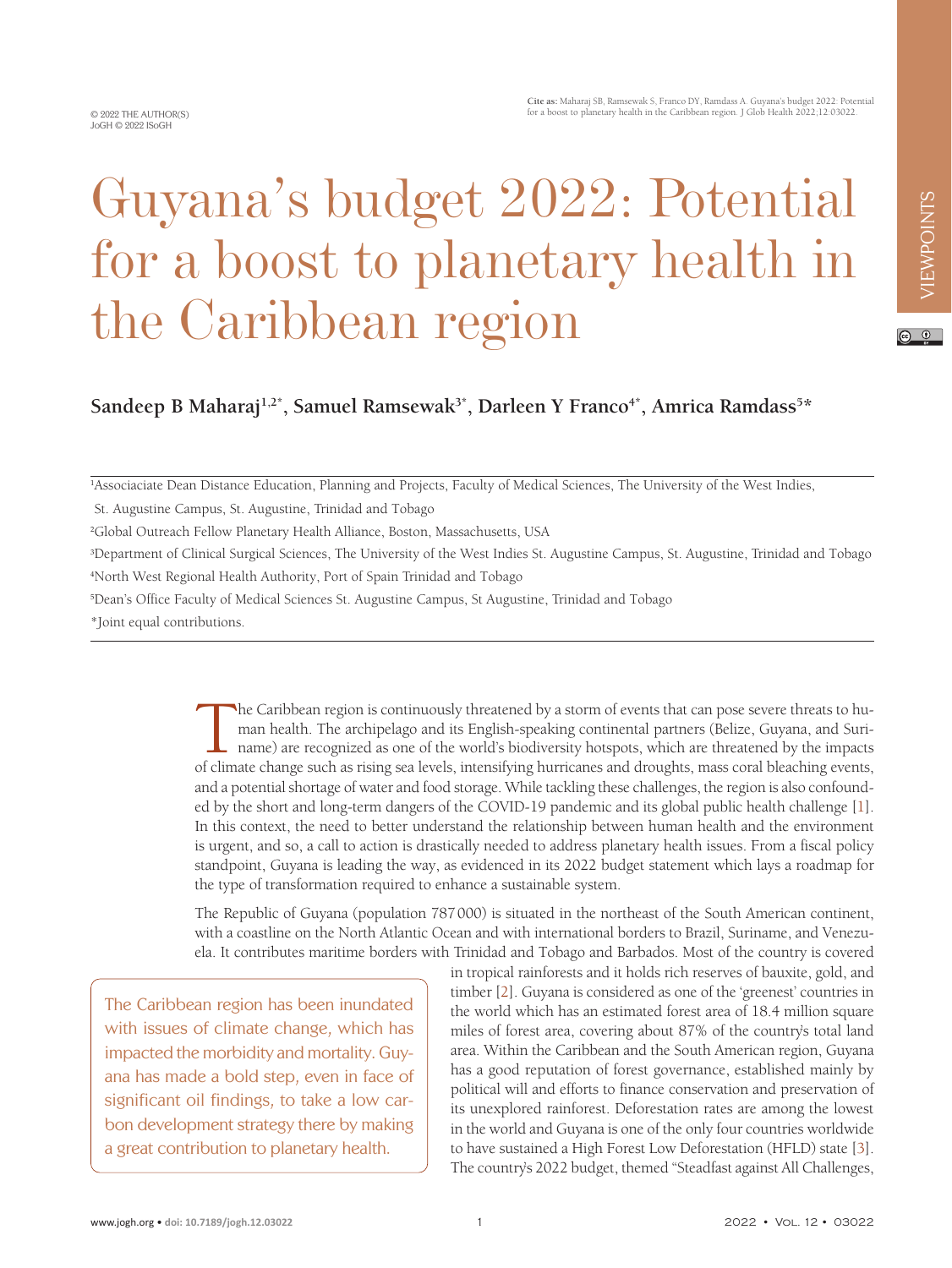© 2022 THE AUTHOR(S)
JoGH © 2022 ISoGH

**Cite as:** Maharaj SB, Ramsewak S, Franco DY, Ramdass A. Guyana's budget 2022: Potential for a boost to planetary health in the Caribbean region. J Glob Health 2022;12:03022.

VIEWPOINTS

# Guyana's budget 2022: Potential for a boost to planetary health in the Caribbean region

**Sandeep B Maharaj[1,2*], Samuel Ramsewak[3*], Darleen Y Franco[4*], Amrica Ramdass[5*]**

[1]Associaciate Dean Distance Education, Planning and Projects, Faculty of Medical Sciences, The University of the West Indies, St. Augustine Campus, St. Augustine, Trinidad and Tobago
[2]Global Outreach Fellow Planetary Health Alliance, Boston, Massachusetts, USA
[3]Department of Clinical Surgical Sciences, The University of the West Indies St. Augustine Campus, St. Augustine, Trinidad and Tobago
[4]North West Regional Health Authority, Port of Spain Trinidad and Tobago
[5]Dean's Office Faculty of Medical Sciences St. Augustine Campus, St Augustine, Trinidad and Tobago
*Joint equal contributions.

The Caribbean region is continuously threatened by a storm of events that can pose severe threats to human health. The archipelago and its English-speaking continental partners (Belize, Guyana, and Suriname) are recognized as one of the world's biodiversity hotspots, which are threatened by the impacts of climate change such as rising sea levels, intensifying hurricanes and droughts, mass coral bleaching events, and a potential shortage of water and food storage. While tackling these challenges, the region is also confounded by the short and long-term dangers of the COVID-19 pandemic and its global public health challenge [1]. In this context, the need to better understand the relationship between human health and the environment is urgent, and so, a call to action is drastically needed to address planetary health issues. From a fiscal policy standpoint, Guyana is leading the way, as evidenced in its 2022 budget statement which lays a roadmap for the type of transformation required to enhance a sustainable system.

The Republic of Guyana (population 787 000) is situated in the northeast of the South American continent, with a coastline on the North Atlantic Ocean and with international borders to Brazil, Suriname, and Venezuela. It contributes maritime borders with Trinidad and Tobago and Barbados. Most of the country is covered in tropical rainforests and it holds rich reserves of bauxite, gold, and timber [2]. Guyana is considered as one of the 'greenest' countries in the world which has an estimated forest area of 18.4 million square miles of forest area, covering about 87% of the country's total land area. Within the Caribbean and the South American region, Guyana has a good reputation of forest governance, established mainly by political will and efforts to finance conservation and preservation of its unexplored rainforest. Deforestation rates are among the lowest in the world and Guyana is one of the only four countries worldwide to have sustained a High Forest Low Deforestation (HFLD) state [3]. The country's 2022 budget, themed "Steadfast against All Challenges,

> The Caribbean region has been inundated with issues of climate change, which has impacted the morbidity and mortality. Guyana has made a bold step, even in face of significant oil findings, to take a low carbon development strategy there by making a great contribution to planetary health.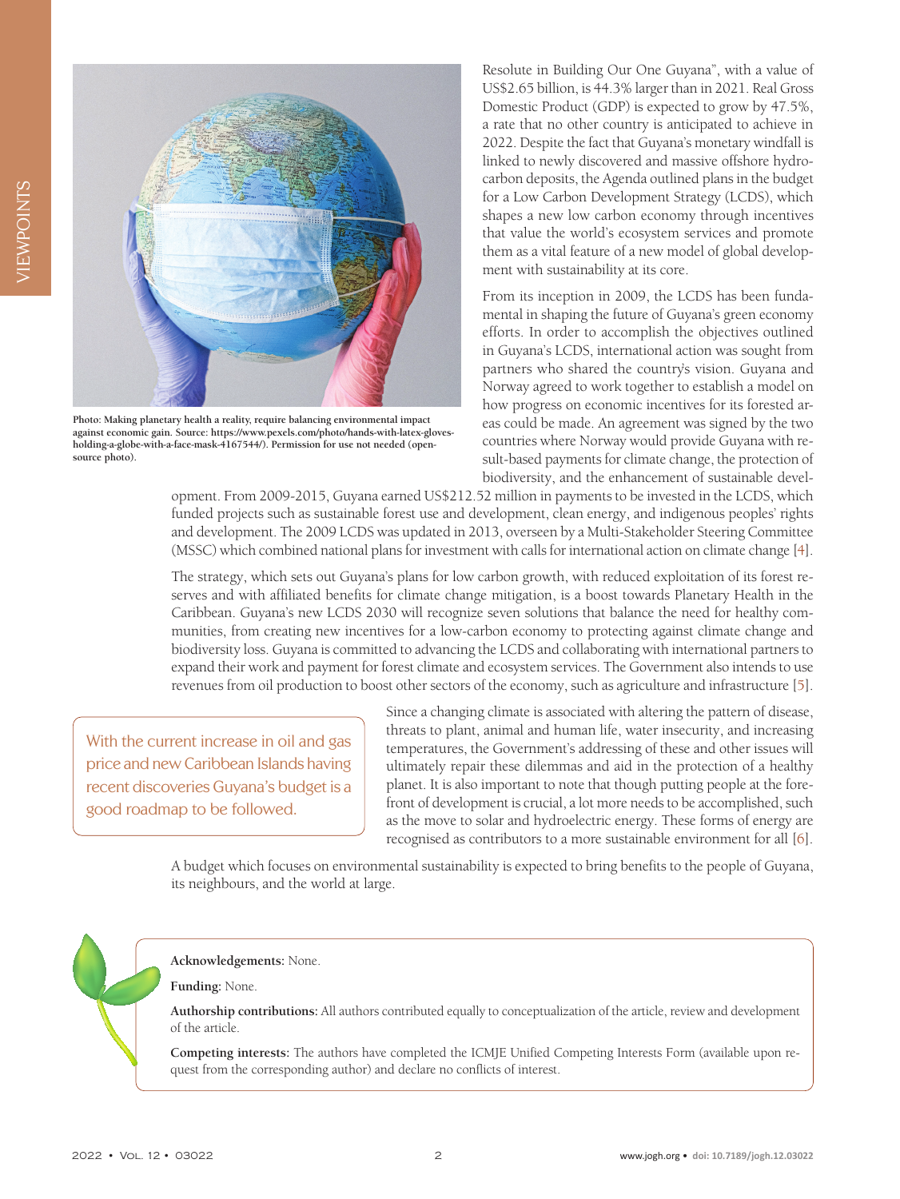Photo: Making planetary health a reality, require balancing environmental impact against economic gain. Source: https://www.pexels.com/photo/hands-with-latex-gloves-holding-a-globe-with-a-face-mask-4167544/). Permission for use not needed (open-source photo).

Resolute in Building Our One Guyana", with a value of US$2.65 billion, is 44.3% larger than in 2021. Real Gross Domestic Product (GDP) is expected to grow by 47.5%, a rate that no other country is anticipated to achieve in 2022. Despite the fact that Guyana's monetary windfall is linked to newly discovered and massive offshore hydrocarbon deposits, the Agenda outlined plans in the budget for a Low Carbon Development Strategy (LCDS), which shapes a new low carbon economy through incentives that value the world's ecosystem services and promote them as a vital feature of a new model of global development with sustainability at its core.

From its inception in 2009, the LCDS has been fundamental in shaping the future of Guyana's green economy efforts. In order to accomplish the objectives outlined in Guyana's LCDS, international action was sought from partners who shared the country's vision. Guyana and Norway agreed to work together to establish a model on how progress on economic incentives for its forested areas could be made. An agreement was signed by the two countries where Norway would provide Guyana with result-based payments for climate change, the protection of biodiversity, and the enhancement of sustainable development. From 2009-2015, Guyana earned US$212.52 million in payments to be invested in the LCDS, which funded projects such as sustainable forest use and development, clean energy, and indigenous peoples' rights and development. The 2009 LCDS was updated in 2013, overseen by a Multi-Stakeholder Steering Committee (MSSC) which combined national plans for investment with calls for international action on climate change [4].

The strategy, which sets out Guyana's plans for low carbon growth, with reduced exploitation of its forest reserves and with affiliated benefits for climate change mitigation, is a boost towards Planetary Health in the Caribbean. Guyana's new LCDS 2030 will recognize seven solutions that balance the need for healthy communities, from creating new incentives for a low-carbon economy to protecting against climate change and biodiversity loss. Guyana is committed to advancing the LCDS and collaborating with international partners to expand their work and payment for forest climate and ecosystem services. The Government also intends to use revenues from oil production to boost other sectors of the economy, such as agriculture and infrastructure [5].

> With the current increase in oil and gas price and new Caribbean Islands having recent discoveries Guyana's budget is a good roadmap to be followed.

Since a changing climate is associated with altering the pattern of disease, threats to plant, animal and human life, water insecurity, and increasing temperatures, the Government's addressing of these and other issues will ultimately repair these dilemmas and aid in the protection of a healthy planet. It is also important to note that though putting people at the forefront of development is crucial, a lot more needs to be accomplished, such as the move to solar and hydroelectric energy. These forms of energy are recognised as contributors to a more sustainable environment for all [6].

A budget which focuses on environmental sustainability is expected to bring benefits to the people of Guyana, its neighbours, and the world at large.

**Acknowledgements:** None.

**Funding:** None.

**Authorship contributions:** All authors contributed equally to conceptualization of the article, review and development of the article.

**Competing interests:** The authors have completed the ICMJE Unified Competing Interests Form (available upon request from the corresponding author) and declare no conflicts of interest.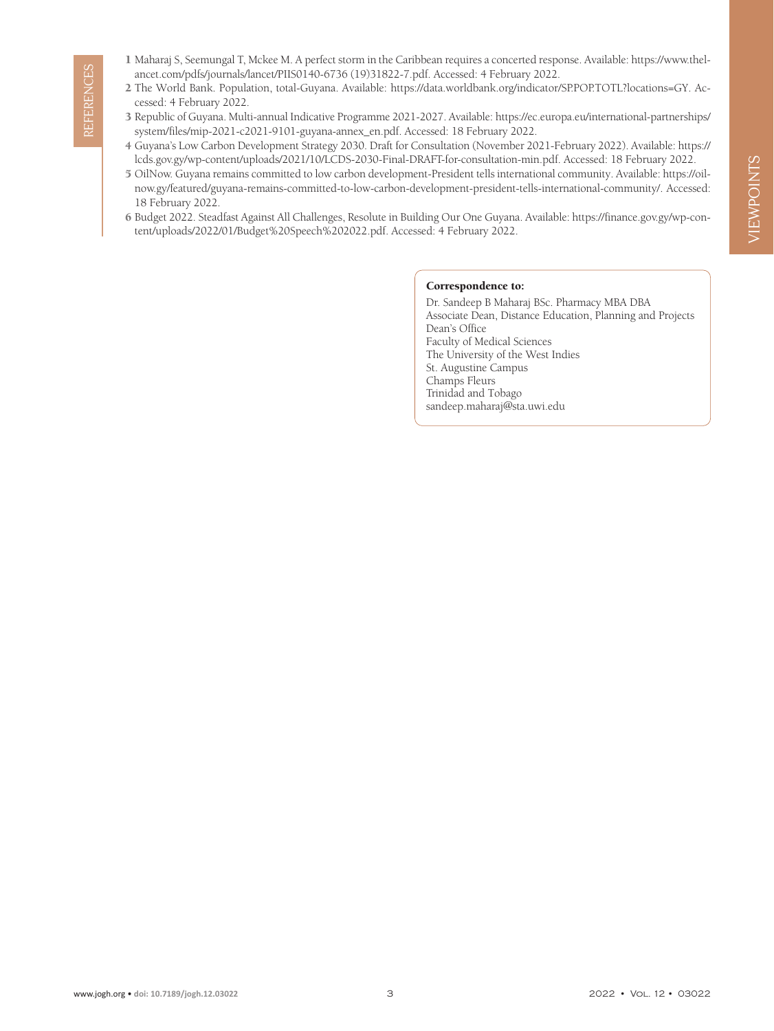## REFERENCES

1. Maharaj S, Seemungal T, Mckee M. A perfect storm in the Caribbean requires a concerted response. Available: https://www.thelancet.com/pdfs/journals/lancet/PIIS0140-6736 (19)31822-7.pdf. Accessed: 4 February 2022.
2. The World Bank. Population, total-Guyana. Available: https://data.worldbank.org/indicator/SP.POP.TOTL?locations=GY. Accessed: 4 February 2022.
3. Republic of Guyana. Multi-annual Indicative Programme 2021-2027. Available: https://ec.europa.eu/international-partnerships/system/files/mip-2021-c2021-9101-guyana-annex_en.pdf. Accessed: 18 February 2022.
4. Guyana's Low Carbon Development Strategy 2030. Draft for Consultation (November 2021-February 2022). Available: https://lcds.gov.gy/wp-content/uploads/2021/10/LCDS-2030-Final-DRAFT-for-consultation-min.pdf. Accessed: 18 February 2022.
5. OilNow. Guyana remains committed to low carbon development-President tells international community. Available: https://oilnow.gy/featured/guyana-remains-committed-to-low-carbon-development-president-tells-international-community/. Accessed: 18 February 2022.
6. Budget 2022. Steadfast Against All Challenges, Resolute in Building Our One Guyana. Available: https://finance.gov.gy/wp-content/uploads/2022/01/Budget%20Speech%202022.pdf. Accessed: 4 February 2022.

**Correspondence to:**

Dr. Sandeep B Maharaj BSc. Pharmacy MBA DBA
Associate Dean, Distance Education, Planning and Projects
Dean's Office
Faculty of Medical Sciences
The University of the West Indies
St. Augustine Campus
Champs Fleurs
Trinidad and Tobago
sandeep.maharaj@sta.uwi.edu